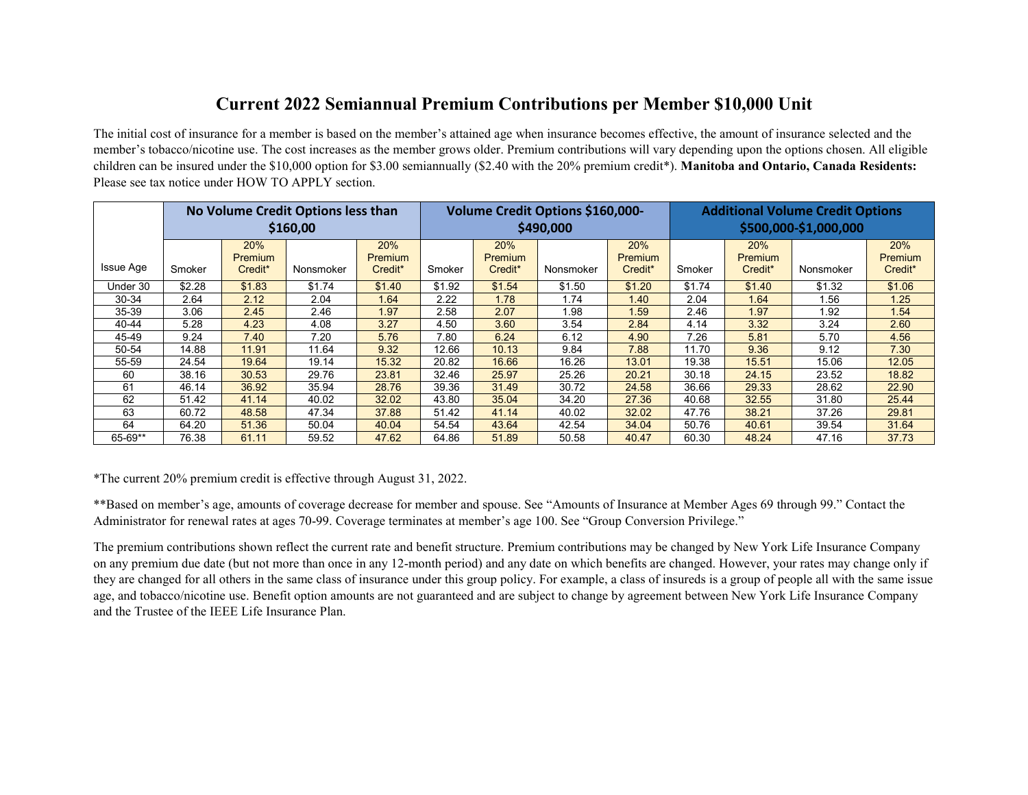# Current 2022 Semiannual Premium Contributions per Member $10,000 Unit

The initial cost of insurance for a member is based on the member's attained age when insurance becomes effective, the amount of insurance selected and the member's tobacco/nicotine use. The cost increases as the member grows older. Premium contributions will vary depending upon the options chosen. All eligible children can be insured under the $10,000 option for $3.00 semiannually ($2.40 with the 20% premium credit*). **Manitoba and Ontario, Canada Residents:** Please see tax notice under HOW TO APPLY section.

| | No Volume Credit Options less than $160,00 | | | | Volume Credit Options $160,000-$490,000 | | | | Additional Volume Credit Options $500,000-$1,000,000 | | | |
|---|---|---|---|---|---|---|---|---|---|---|---|---|
| Issue Age | Smoker | 20% Premium Credit* | Nonsmoker | 20% Premium Credit* | Smoker | 20% Premium Credit* | Nonsmoker | 20% Premium Credit* | Smoker | 20% Premium Credit* | Nonsmoker | 20% Premium Credit* |
| Under 30 | $2.28 | $1.83 | $1.74 | $1.40 | $1.92 | $1.54 | $1.50 | $1.20 | $1.74 | $1.40 | $1.32 | $1.06 |
| 30-34 | 2.64 | 2.12 | 2.04 | 1.64 | 2.22 | 1.78 | 1.74 | 1.40 | 2.04 | 1.64 | 1.56 | 1.25 |
| 35-39 | 3.06 | 2.45 | 2.46 | 1.97 | 2.58 | 2.07 | 1.98 | 1.59 | 2.46 | 1.97 | 1.92 | 1.54 |
| 40-44 | 5.28 | 4.23 | 4.08 | 3.27 | 4.50 | 3.60 | 3.54 | 2.84 | 4.14 | 3.32 | 3.24 | 2.60 |
| 45-49 | 9.24 | 7.40 | 7.20 | 5.76 | 7.80 | 6.24 | 6.12 | 4.90 | 7.26 | 5.81 | 5.70 | 4.56 |
| 50-54 | 14.88 | 11.91 | 11.64 | 9.32 | 12.66 | 10.13 | 9.84 | 7.88 | 11.70 | 9.36 | 9.12 | 7.30 |
| 55-59 | 24.54 | 19.64 | 19.14 | 15.32 | 20.82 | 16.66 | 16.26 | 13.01 | 19.38 | 15.51 | 15.06 | 12.05 |
| 60 | 38.16 | 30.53 | 29.76 | 23.81 | 32.46 | 25.97 | 25.26 | 20.21 | 30.18 | 24.15 | 23.52 | 18.82 |
| 61 | 46.14 | 36.92 | 35.94 | 28.76 | 39.36 | 31.49 | 30.72 | 24.58 | 36.66 | 29.33 | 28.62 | 22.90 |
| 62 | 51.42 | 41.14 | 40.02 | 32.02 | 43.80 | 35.04 | 34.20 | 27.36 | 40.68 | 32.55 | 31.80 | 25.44 |
| 63 | 60.72 | 48.58 | 47.34 | 37.88 | 51.42 | 41.14 | 40.02 | 32.02 | 47.76 | 38.21 | 37.26 | 29.81 |
| 64 | 64.20 | 51.36 | 50.04 | 40.04 | 54.54 | 43.64 | 42.54 | 34.04 | 50.76 | 40.61 | 39.54 | 31.64 |
| 65-69** | 76.38 | 61.11 | 59.52 | 47.62 | 64.86 | 51.89 | 50.58 | 40.47 | 60.30 | 48.24 | 47.16 | 37.73 |

*The current 20% premium credit is effective through August 31, 2022.

**Based on member's age, amounts of coverage decrease for member and spouse. See "Amounts of Insurance at Member Ages 69 through 99." Contact the Administrator for renewal rates at ages 70-99. Coverage terminates at member's age 100. See "Group Conversion Privilege."

The premium contributions shown reflect the current rate and benefit structure. Premium contributions may be changed by New York Life Insurance Company on any premium due date (but not more than once in any 12-month period) and any date on which benefits are changed. However, your rates may change only if they are changed for all others in the same class of insurance under this group policy. For example, a class of insureds is a group of people all with the same issue age, and tobacco/nicotine use. Benefit option amounts are not guaranteed and are subject to change by agreement between New York Life Insurance Company and the Trustee of the IEEE Life Insurance Plan.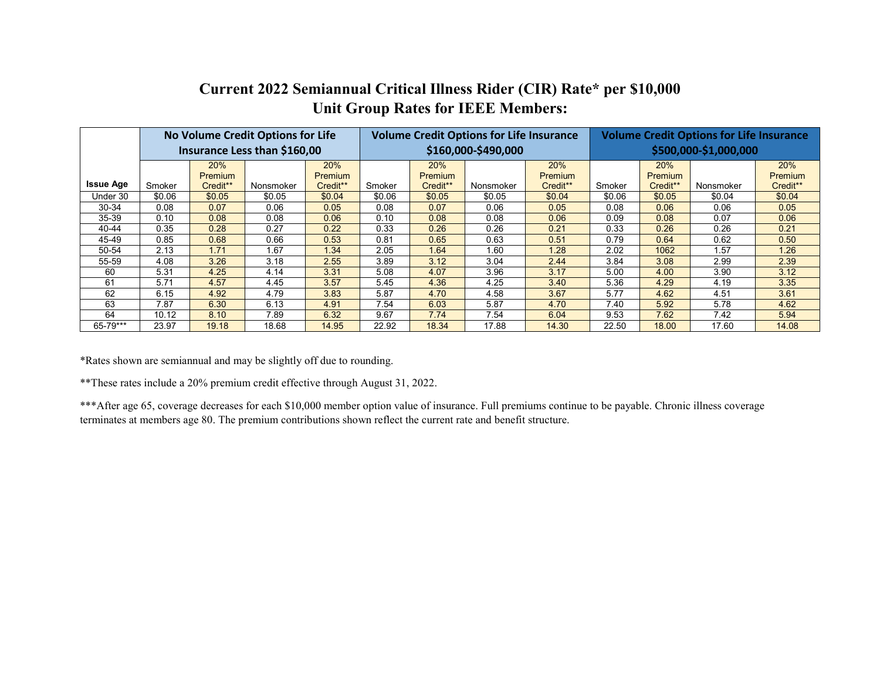# Current 2022 Semiannual Critical Illness Rider (CIR) Rate* per $10,000
# Unit Group Rates for IEEE Members:

| Issue Age | No Volume Credit Options for Life Insurance Less than $160,00 | | | | Volume Credit Options for Life Insurance $160,000-$490,000 | | | | Volume Credit Options for Life Insurance $500,000-$1,000,000 | | | |
|---|---|---|---|---|---|---|---|---|---|---|---|---|
| | Smoker | 20% Premium Credit** | Nonsmoker | 20% Premium Credit** | Smoker | 20% Premium Credit** | Nonsmoker | 20% Premium Credit** | Smoker | 20% Premium Credit** | Nonsmoker | 20% Premium Credit** |
| Under 30 | $0.06 | $0.05 | $0.05 | $0.04 | $0.06 | $0.05 | $0.05 | $0.04 | $0.06 | $0.05 | $0.04 | $0.04 |
| 30-34 | 0.08 | 0.07 | 0.06 | 0.05 | 0.08 | 0.07 | 0.06 | 0.05 | 0.08 | 0.06 | 0.06 | 0.05 |
| 35-39 | 0.10 | 0.08 | 0.08 | 0.06 | 0.10 | 0.08 | 0.08 | 0.06 | 0.09 | 0.08 | 0.07 | 0.06 |
| 40-44 | 0.35 | 0.28 | 0.27 | 0.22 | 0.33 | 0.26 | 0.26 | 0.21 | 0.33 | 0.26 | 0.26 | 0.21 |
| 45-49 | 0.85 | 0.68 | 0.66 | 0.53 | 0.81 | 0.65 | 0.63 | 0.51 | 0.79 | 0.64 | 0.62 | 0.50 |
| 50-54 | 2.13 | 1.71 | 1.67 | 1.34 | 2.05 | 1.64 | 1.60 | 1.28 | 2.02 | 1062 | 1.57 | 1.26 |
| 55-59 | 4.08 | 3.26 | 3.18 | 2.55 | 3.89 | 3.12 | 3.04 | 2.44 | 3.84 | 3.08 | 2.99 | 2.39 |
| 60 | 5.31 | 4.25 | 4.14 | 3.31 | 5.08 | 4.07 | 3.96 | 3.17 | 5.00 | 4.00 | 3.90 | 3.12 |
| 61 | 5.71 | 4.57 | 4.45 | 3.57 | 5.45 | 4.36 | 4.25 | 3.40 | 5.36 | 4.29 | 4.19 | 3.35 |
| 62 | 6.15 | 4.92 | 4.79 | 3.83 | 5.87 | 4.70 | 4.58 | 3.67 | 5.77 | 4.62 | 4.51 | 3.61 |
| 63 | 7.87 | 6.30 | 6.13 | 4.91 | 7.54 | 6.03 | 5.87 | 4.70 | 7.40 | 5.92 | 5.78 | 4.62 |
| 64 | 10.12 | 8.10 | 7.89 | 6.32 | 9.67 | 7.74 | 7.54 | 6.04 | 9.53 | 7.62 | 7.42 | 5.94 |
| 65-79*** | 23.97 | 19.18 | 18.68 | 14.95 | 22.92 | 18.34 | 17.88 | 14.30 | 22.50 | 18.00 | 17.60 | 14.08 |

*Rates shown are semiannual and may be slightly off due to rounding.

**These rates include a 20% premium credit effective through August 31, 2022.

***After age 65, coverage decreases for each $10,000 member option value of insurance. Full premiums continue to be payable. Chronic illness coverage terminates at members age 80. The premium contributions shown reflect the current rate and benefit structure.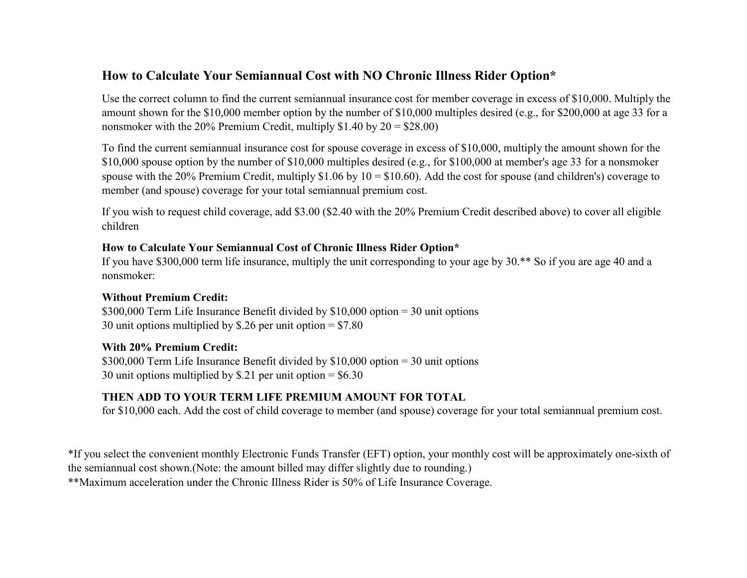## How to Calculate Your Semiannual Cost with NO Chronic Illness Rider Option*

Use the correct column to find the current semiannual insurance cost for member coverage in excess of $10,000. Multiply the amount shown for the $10,000 member option by the number of $10,000 multiples desired (e.g., for $200,000 at age 33 for a nonsmoker with the 20% Premium Credit, multiply $1.40 by 20 = $28.00)

To find the current semiannual insurance cost for spouse coverage in excess of $10,000, multiply the amount shown for the $10,000 spouse option by the number of $10,000 multiples desired (e.g., for $100,000 at member's age 33 for a nonsmoker spouse with the 20% Premium Credit, multiply $1.06 by 10 = $10.60). Add the cost for spouse (and children's) coverage to member (and spouse) coverage for your total semiannual premium cost.

If you wish to request child coverage, add $3.00 ($2.40 with the 20% Premium Credit described above) to cover all eligible children

**How to Calculate Your Semiannual Cost of Chronic Illness Rider Option***
If you have $300,000 term life insurance, multiply the unit corresponding to your age by 30.** So if you are age 40 and a nonsmoker:

**Without Premium Credit:**
$300,000 Term Life Insurance Benefit divided by $10,000 option = 30 unit options
30 unit options multiplied by $.26 per unit option = $7.80

**With 20% Premium Credit:**
$300,000 Term Life Insurance Benefit divided by $10,000 option = 30 unit options
30 unit options multiplied by $.21 per unit option = $6.30

**THEN ADD TO YOUR TERM LIFE PREMIUM AMOUNT FOR TOTAL**
for $10,000 each. Add the cost of child coverage to member (and spouse) coverage for your total semiannual premium cost.

*If you select the convenient monthly Electronic Funds Transfer (EFT) option, your monthly cost will be approximately one-sixth of the semiannual cost shown.(Note: the amount billed may differ slightly due to rounding.)
**Maximum acceleration under the Chronic Illness Rider is 50% of Life Insurance Coverage.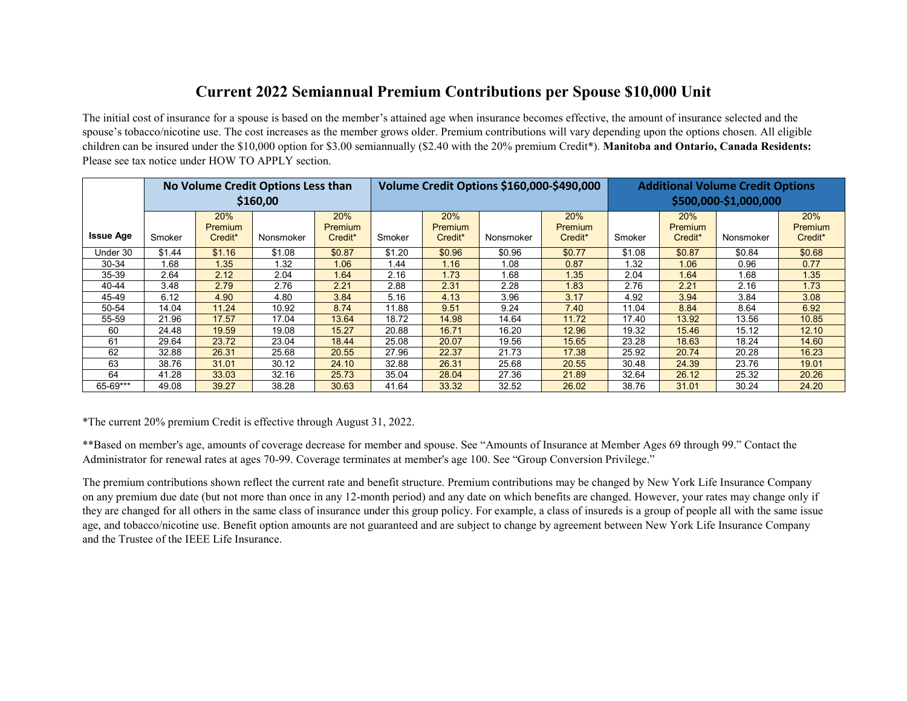# Current 2022 Semiannual Premium Contributions per Spouse $10,000 Unit

The initial cost of insurance for a spouse is based on the member's attained age when insurance becomes effective, the amount of insurance selected and the spouse's tobacco/nicotine use. The cost increases as the member grows older. Premium contributions will vary depending upon the options chosen. All eligible children can be insured under the $10,000 option for $3.00 semiannually ($2.40 with the 20% premium Credit*). **Manitoba and Ontario, Canada Residents:** Please see tax notice under HOW TO APPLY section.

| Issue Age | No Volume Credit Options Less than $160,00 | | | | Volume Credit Options $160,000-$490,000 | | | | Additional Volume Credit Options $500,000-$1,000,000 | | | |
|---|---|---|---|---|---|---|---|---|---|---|---|---|
| | Smoker | 20% Premium Credit* | Nonsmoker | 20% Premium Credit* | Smoker | 20% Premium Credit* | Nonsmoker | 20% Premium Credit* | Smoker | 20% Premium Credit* | Nonsmoker | 20% Premium Credit* |
| Under 30 | $1.44 | $1.16 | $1.08 | $0.87 | $1.20 | $0.96 | $0.96 | $0.77 | $1.08 | $0.87 | $0.84 | $0.68 |
| 30-34 | 1.68 | 1.35 | 1.32 | 1.06 | 1.44 | 1.16 | 1.08 | 0.87 | 1.32 | 1.06 | 0.96 | 0.77 |
| 35-39 | 2.64 | 2.12 | 2.04 | 1.64 | 2.16 | 1.73 | 1.68 | 1.35 | 2.04 | 1.64 | 1.68 | 1.35 |
| 40-44 | 3.48 | 2.79 | 2.76 | 2.21 | 2.88 | 2.31 | 2.28 | 1.83 | 2.76 | 2.21 | 2.16 | 1.73 |
| 45-49 | 6.12 | 4.90 | 4.80 | 3.84 | 5.16 | 4.13 | 3.96 | 3.17 | 4.92 | 3.94 | 3.84 | 3.08 |
| 50-54 | 14.04 | 11.24 | 10.92 | 8.74 | 11.88 | 9.51 | 9.24 | 7.40 | 11.04 | 8.84 | 8.64 | 6.92 |
| 55-59 | 21.96 | 17.57 | 17.04 | 13.64 | 18.72 | 14.98 | 14.64 | 11.72 | 17.40 | 13.92 | 13.56 | 10.85 |
| 60 | 24.48 | 19.59 | 19.08 | 15.27 | 20.88 | 16.71 | 16.20 | 12.96 | 19.32 | 15.46 | 15.12 | 12.10 |
| 61 | 29.64 | 23.72 | 23.04 | 18.44 | 25.08 | 20.07 | 19.56 | 15.65 | 23.28 | 18.63 | 18.24 | 14.60 |
| 62 | 32.88 | 26.31 | 25.68 | 20.55 | 27.96 | 22.37 | 21.73 | 17.38 | 25.92 | 20.74 | 20.28 | 16.23 |
| 63 | 38.76 | 31.01 | 30.12 | 24.10 | 32.88 | 26.31 | 25.68 | 20.55 | 30.48 | 24.39 | 23.76 | 19.01 |
| 64 | 41.28 | 33.03 | 32.16 | 25.73 | 35.04 | 28.04 | 27.36 | 21.89 | 32.64 | 26.12 | 25.32 | 20.26 |
| 65-69*** | 49.08 | 39.27 | 38.28 | 30.63 | 41.64 | 33.32 | 32.52 | 26.02 | 38.76 | 31.01 | 30.24 | 24.20 |

*The current 20% premium Credit is effective through August 31, 2022.

**Based on member's age, amounts of coverage decrease for member and spouse. See "Amounts of Insurance at Member Ages 69 through 99." Contact the Administrator for renewal rates at ages 70-99. Coverage terminates at member's age 100. See "Group Conversion Privilege."

The premium contributions shown reflect the current rate and benefit structure. Premium contributions may be changed by New York Life Insurance Company on any premium due date (but not more than once in any 12-month period) and any date on which benefits are changed. However, your rates may change only if they are changed for all others in the same class of insurance under this group policy. For example, a class of insureds is a group of people all with the same issue age, and tobacco/nicotine use. Benefit option amounts are not guaranteed and are subject to change by agreement between New York Life Insurance Company and the Trustee of the IEEE Life Insurance.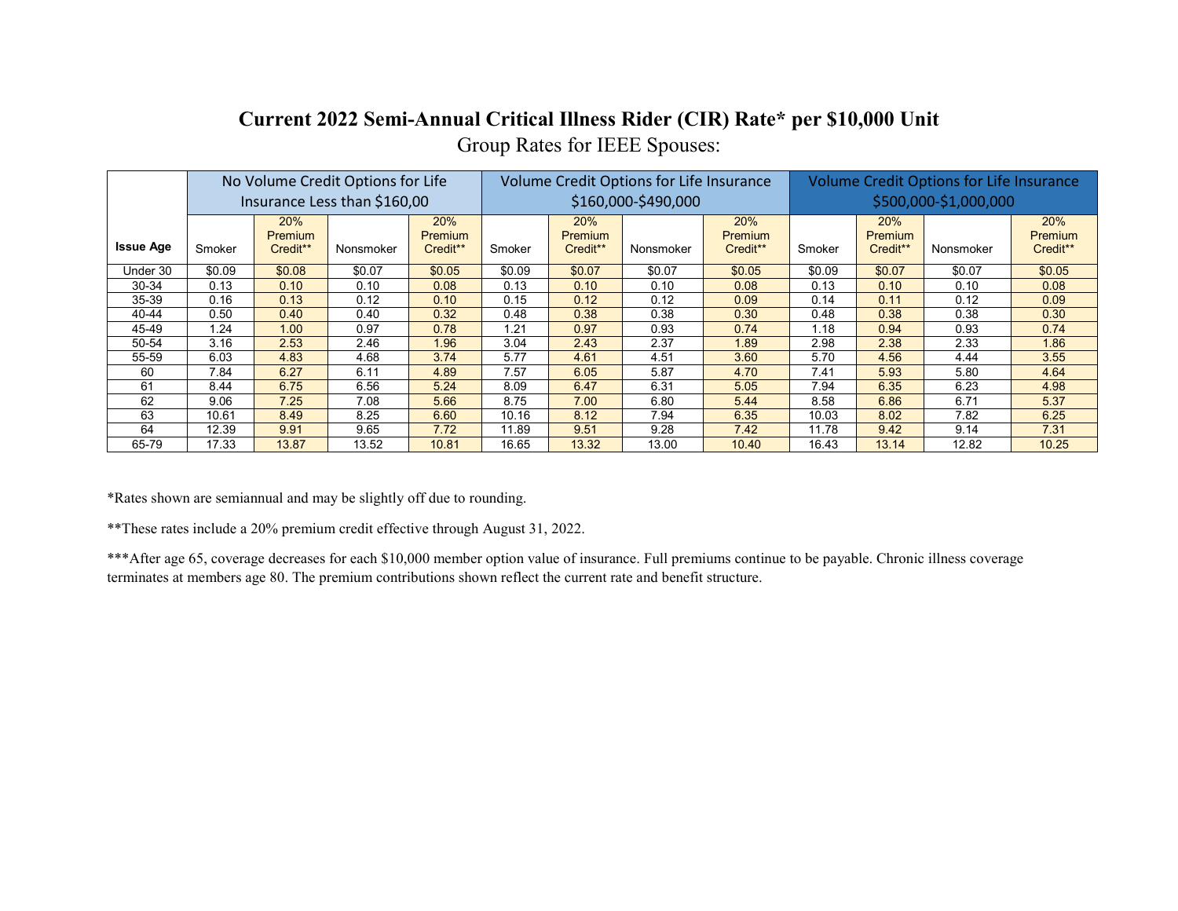# Current 2022 Semi-Annual Critical Illness Rider (CIR) Rate* per $10,000 Unit

Group Rates for IEEE Spouses:

| Issue Age | No Volume Credit Options for Life Insurance Less than $160,00 | | | | Volume Credit Options for Life Insurance $160,000-$490,000 | | | | Volume Credit Options for Life Insurance $500,000-$1,000,000 | | | |
|---|---|---|---|---|---|---|---|---|---|---|---|---|
| | Smoker | 20% Premium Credit** | Nonsmoker | 20% Premium Credit** | Smoker | 20% Premium Credit** | Nonsmoker | 20% Premium Credit** | Smoker | 20% Premium Credit** | Nonsmoker | 20% Premium Credit** |
| Under 30 | $0.09 | $0.08 | $0.07 | $0.05 | $0.09 | $0.07 | $0.07 | $0.05 | $0.09 | $0.07 | $0.07 | $0.05 |
| 30-34 | 0.13 | 0.10 | 0.10 | 0.08 | 0.13 | 0.10 | 0.10 | 0.08 | 0.13 | 0.10 | 0.10 | 0.08 |
| 35-39 | 0.16 | 0.13 | 0.12 | 0.10 | 0.15 | 0.12 | 0.12 | 0.09 | 0.14 | 0.11 | 0.12 | 0.09 |
| 40-44 | 0.50 | 0.40 | 0.40 | 0.32 | 0.48 | 0.38 | 0.38 | 0.30 | 0.48 | 0.38 | 0.38 | 0.30 |
| 45-49 | 1.24 | 1.00 | 0.97 | 0.78 | 1.21 | 0.97 | 0.93 | 0.74 | 1.18 | 0.94 | 0.93 | 0.74 |
| 50-54 | 3.16 | 2.53 | 2.46 | 1.96 | 3.04 | 2.43 | 2.37 | 1.89 | 2.98 | 2.38 | 2.33 | 1.86 |
| 55-59 | 6.03 | 4.83 | 4.68 | 3.74 | 5.77 | 4.61 | 4.51 | 3.60 | 5.70 | 4.56 | 4.44 | 3.55 |
| 60 | 7.84 | 6.27 | 6.11 | 4.89 | 7.57 | 6.05 | 5.87 | 4.70 | 7.41 | 5.93 | 5.80 | 4.64 |
| 61 | 8.44 | 6.75 | 6.56 | 5.24 | 8.09 | 6.47 | 6.31 | 5.05 | 7.94 | 6.35 | 6.23 | 4.98 |
| 62 | 9.06 | 7.25 | 7.08 | 5.66 | 8.75 | 7.00 | 6.80 | 5.44 | 8.58 | 6.86 | 6.71 | 5.37 |
| 63 | 10.61 | 8.49 | 8.25 | 6.60 | 10.16 | 8.12 | 7.94 | 6.35 | 10.03 | 8.02 | 7.82 | 6.25 |
| 64 | 12.39 | 9.91 | 9.65 | 7.72 | 11.89 | 9.51 | 9.28 | 7.42 | 11.78 | 9.42 | 9.14 | 7.31 |
| 65-79 | 17.33 | 13.87 | 13.52 | 10.81 | 16.65 | 13.32 | 13.00 | 10.40 | 16.43 | 13.14 | 12.82 | 10.25 |

*Rates shown are semiannual and may be slightly off due to rounding.

**These rates include a 20% premium credit effective through August 31, 2022.

***After age 65, coverage decreases for each $10,000 member option value of insurance. Full premiums continue to be payable. Chronic illness coverage terminates at members age 80. The premium contributions shown reflect the current rate and benefit structure.